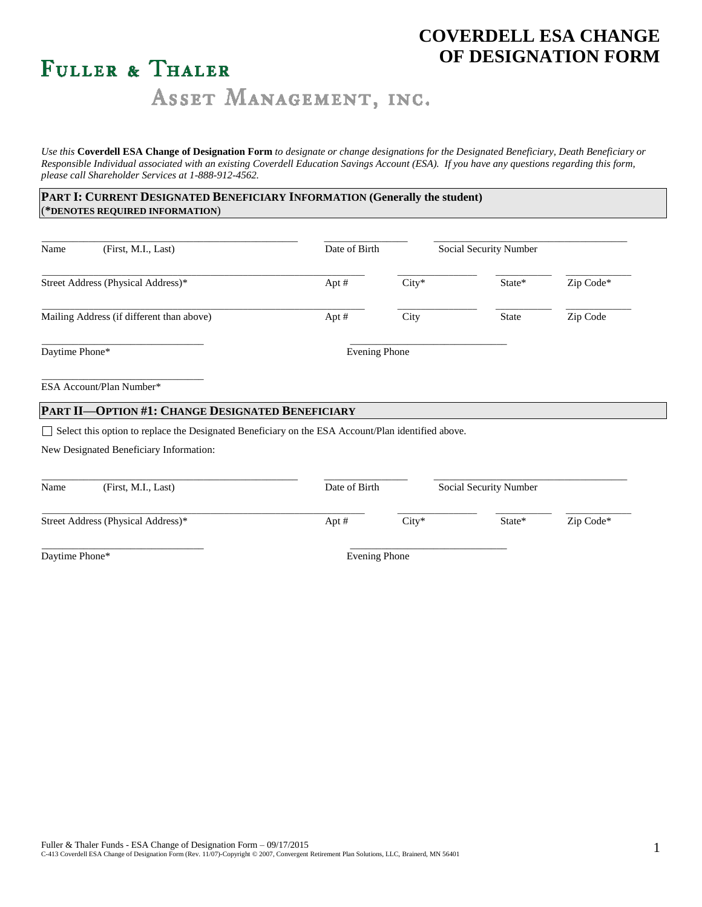# COVERDELL ESA CHANGE OF DESIGNATION FORM

**FULLER & THALER**
ASSET MANAGEMENT, INC.

*Use this* **Coverdell ESA Change of Designation Form** *to designate or change designations for the Designated Beneficiary, Death Beneficiary or Responsible Individual associated with an existing Coverdell Education Savings Account (ESA). If you have any questions regarding this form, please call Shareholder Services at 1-888-912-4562.*

## PART I: CURRENT DESIGNATED BENEFICIARY INFORMATION (Generally the student)

(**\*DENOTES REQUIRED INFORMATION**)

Name (First, M.I., Last) \_\_\_\_\_\_\_\_\_\_ Date of Birth \_\_\_\_\_\_\_\_\_\_ Social Security Number \_\_\_\_\_\_\_\_\_\_

Street Address (Physical Address)\* \_\_\_\_\_\_\_\_\_\_ Apt # \_\_\_\_\_ City\* \_\_\_\_\_\_\_\_\_\_ State\* \_\_\_\_\_ Zip Code\* \_\_\_\_\_

Mailing Address (if different than above) \_\_\_\_\_\_\_\_\_\_ Apt # \_\_\_\_\_ City \_\_\_\_\_\_\_\_\_\_ State \_\_\_\_\_ Zip Code \_\_\_\_\_

Daytime Phone\* \_\_\_\_\_\_\_\_\_\_ Evening Phone \_\_\_\_\_\_\_\_\_\_

ESA Account/Plan Number\* \_\_\_\_\_\_\_\_\_\_

## PART II—OPTION #1: CHANGE DESIGNATED BENEFICIARY

☐ Select this option to replace the Designated Beneficiary on the ESA Account/Plan identified above.

New Designated Beneficiary Information:

Name (First, M.I., Last) \_\_\_\_\_\_\_\_\_\_ Date of Birth \_\_\_\_\_\_\_\_\_\_ Social Security Number \_\_\_\_\_\_\_\_\_\_

Street Address (Physical Address)\* \_\_\_\_\_\_\_\_\_\_ Apt # \_\_\_\_\_ City\* \_\_\_\_\_\_\_\_\_\_ State\* \_\_\_\_\_ Zip Code\* \_\_\_\_\_

Daytime Phone\* \_\_\_\_\_\_\_\_\_\_ Evening Phone \_\_\_\_\_\_\_\_\_\_

Fuller & Thaler Funds - ESA Change of Designation Form – 09/17/2015
C-413 Coverdell ESA Change of Designation Form (Rev. 11/07)-Copyright © 2007, Convergent Retirement Plan Solutions, LLC, Brainerd, MN 56401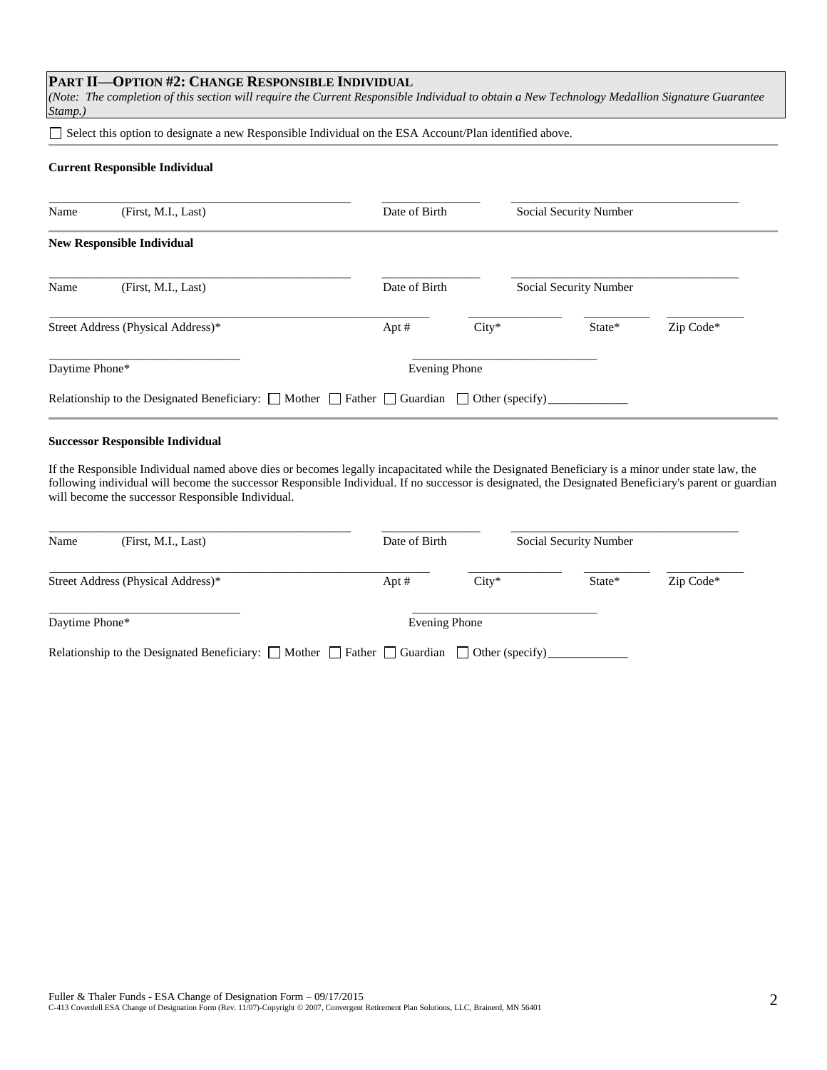## PART II—OPTION #2: CHANGE RESPONSIBLE INDIVIDUAL

*(Note: The completion of this section will require the Current Responsible Individual to obtain a New Technology Medallion Signature Guarantee Stamp.)*

☐ Select this option to designate a new Responsible Individual on the ESA Account/Plan identified above.

**Current Responsible Individual**

| Name (First, M.I., Last) | Date of Birth | Social Security Number |
|---|---|---|
| | | |

**New Responsible Individual**

| Name (First, M.I., Last) | Date of Birth | Social Security Number |
|---|---|---|
| | | |

| Street Address (Physical Address)* | Apt # | City* | State* | Zip Code* |
|---|---|---|---|---|
| | | | | |

| Daytime Phone* | Evening Phone |
|---|---|
| | |

Relationship to the Designated Beneficiary: ☐ Mother ☐ Father ☐ Guardian ☐ Other (specify) _____________

**Successor Responsible Individual**

If the Responsible Individual named above dies or becomes legally incapacitated while the Designated Beneficiary is a minor under state law, the following individual will become the successor Responsible Individual. If no successor is designated, the Designated Beneficiary's parent or guardian will become the successor Responsible Individual.

| Name (First, M.I., Last) | Date of Birth | Social Security Number |
|---|---|---|
| | | |

| Street Address (Physical Address)* | Apt # | City* | State* | Zip Code* |
|---|---|---|---|---|
| | | | | |

| Daytime Phone* | Evening Phone |
|---|---|
| | |

Relationship to the Designated Beneficiary: ☐ Mother ☐ Father ☐ Guardian ☐ Other (specify) _____________

Fuller & Thaler Funds - ESA Change of Designation Form – 09/17/2015
C-413 Coverdell ESA Change of Designation Form (Rev. 11/07)-Copyright © 2007, Convergent Retirement Plan Solutions, LLC, Brainerd, MN 56401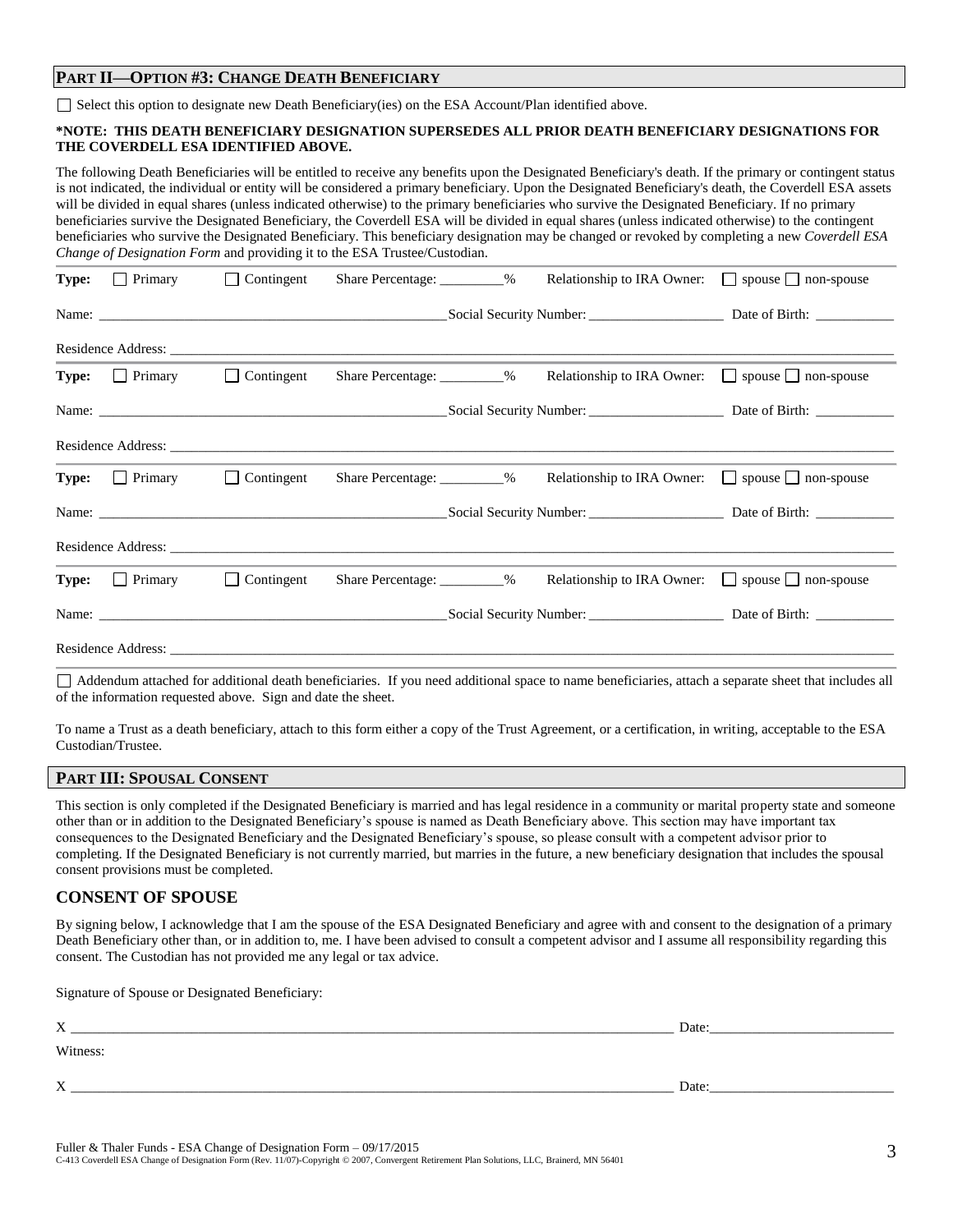## PART II—OPTION #3: CHANGE DEATH BENEFICIARY

☐ Select this option to designate new Death Beneficiary(ies) on the ESA Account/Plan identified above.

**\*NOTE: THIS DEATH BENEFICIARY DESIGNATION SUPERSEDES ALL PRIOR DEATH BENEFICIARY DESIGNATIONS FOR THE COVERDELL ESA IDENTIFIED ABOVE.**

The following Death Beneficiaries will be entitled to receive any benefits upon the Designated Beneficiary's death. If the primary or contingent status is not indicated, the individual or entity will be considered a primary beneficiary. Upon the Designated Beneficiary's death, the Coverdell ESA assets will be divided in equal shares (unless indicated otherwise) to the primary beneficiaries who survive the Designated Beneficiary. If no primary beneficiaries survive the Designated Beneficiary, the Coverdell ESA will be divided in equal shares (unless indicated otherwise) to the contingent beneficiaries who survive the Designated Beneficiary. This beneficiary designation may be changed or revoked by completing a new *Coverdell ESA Change of Designation Form* and providing it to the ESA Trustee/Custodian.

**Type:** ☐ Primary ☐ Contingent Share Percentage: _________% Relationship to IRA Owner: ☐ spouse ☐ non-spouse

Name: __________________________________________ Social Security Number: __________________ Date of Birth: __________

Residence Address: ______________________________________________________________________________

**Type:** ☐ Primary ☐ Contingent Share Percentage: _________% Relationship to IRA Owner: ☐ spouse ☐ non-spouse

Name: __________________________________________ Social Security Number: __________________ Date of Birth: __________

Residence Address: ______________________________________________________________________________

**Type:** ☐ Primary ☐ Contingent Share Percentage: _________% Relationship to IRA Owner: ☐ spouse ☐ non-spouse

Name: __________________________________________ Social Security Number: __________________ Date of Birth: __________

Residence Address: ______________________________________________________________________________

**Type:** ☐ Primary ☐ Contingent Share Percentage: _________% Relationship to IRA Owner: ☐ spouse ☐ non-spouse

Name: __________________________________________ Social Security Number: __________________ Date of Birth: __________

Residence Address: ______________________________________________________________________________

☐ Addendum attached for additional death beneficiaries. If you need additional space to name beneficiaries, attach a separate sheet that includes all of the information requested above. Sign and date the sheet.

To name a Trust as a death beneficiary, attach to this form either a copy of the Trust Agreement, or a certification, in writing, acceptable to the ESA Custodian/Trustee.

## PART III: SPOUSAL CONSENT

This section is only completed if the Designated Beneficiary is married and has legal residence in a community or marital property state and someone other than or in addition to the Designated Beneficiary's spouse is named as Death Beneficiary above. This section may have important tax consequences to the Designated Beneficiary and the Designated Beneficiary's spouse, so please consult with a competent advisor prior to completing. If the Designated Beneficiary is not currently married, but marries in the future, a new beneficiary designation that includes the spousal consent provisions must be completed.

## CONSENT OF SPOUSE

By signing below, I acknowledge that I am the spouse of the ESA Designated Beneficiary and agree with and consent to the designation of a primary Death Beneficiary other than, or in addition to, me. I have been advised to consult a competent advisor and I assume all responsibility regarding this consent. The Custodian has not provided me any legal or tax advice.

Signature of Spouse or Designated Beneficiary:

X ______________________________________________________________________ Date: ____________________

Witness:

X ______________________________________________________________________ Date: ____________________

Fuller & Thaler Funds - ESA Change of Designation Form – 09/17/2015
C-413 Coverdell ESA Change of Designation Form (Rev. 11/07)-Copyright © 2007, Convergent Retirement Plan Solutions, LLC, Brainerd, MN 56401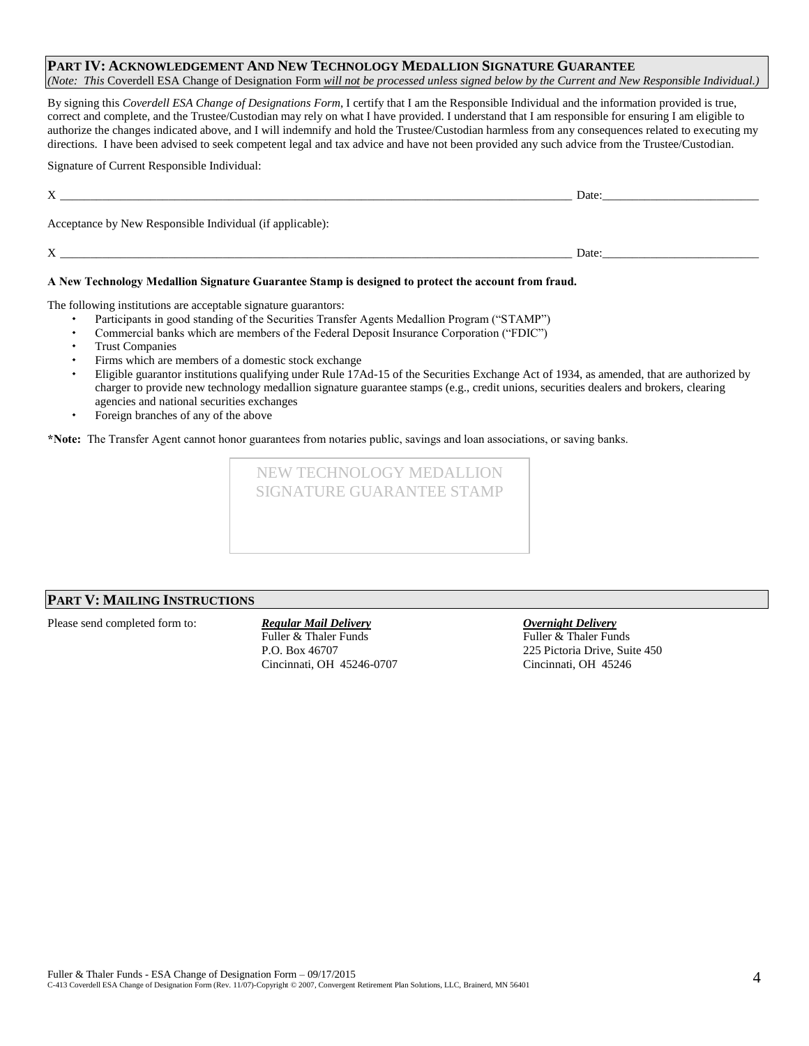## Part IV: Acknowledgement And New Technology Medallion Signature Guarantee

*(Note: This* Coverdell ESA Change of Designation Form *will not be processed unless signed below by the Current and New Responsible Individual.)*

By signing this *Coverdell ESA Change of Designations Form*, I certify that I am the Responsible Individual and the information provided is true, correct and complete, and the Trustee/Custodian may rely on what I have provided. I understand that I am responsible for ensuring I am eligible to authorize the changes indicated above, and I will indemnify and hold the Trustee/Custodian harmless from any consequences related to executing my directions. I have been advised to seek competent legal and tax advice and have not been provided any such advice from the Trustee/Custodian.

Signature of Current Responsible Individual:

X ______________________________________________ Date:__________________

Acceptance by New Responsible Individual (if applicable):

X ______________________________________________ Date:__________________

**A New Technology Medallion Signature Guarantee Stamp is designed to protect the account from fraud.**

The following institutions are acceptable signature guarantors:

- Participants in good standing of the Securities Transfer Agents Medallion Program ("STAMP")
- Commercial banks which are members of the Federal Deposit Insurance Corporation ("FDIC")
- Trust Companies
- Firms which are members of a domestic stock exchange
- Eligible guarantor institutions qualifying under Rule 17Ad-15 of the Securities Exchange Act of 1934, as amended, that are authorized by charger to provide new technology medallion signature guarantee stamps (e.g., credit unions, securities dealers and brokers, clearing agencies and national securities exchanges
- Foreign branches of any of the above

***Note:** The Transfer Agent cannot honor guarantees from notaries public, savings and loan associations, or saving banks.

NEW TECHNOLOGY MEDALLION SIGNATURE GUARANTEE STAMP

## Part V: Mailing Instructions

Please send completed form to:

***Regular Mail Delivery***
Fuller & Thaler Funds
P.O. Box 46707
Cincinnati, OH 45246-0707

***Overnight Delivery***
Fuller & Thaler Funds
225 Pictoria Drive, Suite 450
Cincinnati, OH 45246

Fuller & Thaler Funds - ESA Change of Designation Form – 09/17/2015
C-413 Coverdell ESA Change of Designation Form (Rev. 11/07)-Copyright © 2007, Convergent Retirement Plan Solutions, LLC, Brainerd, MN 56401